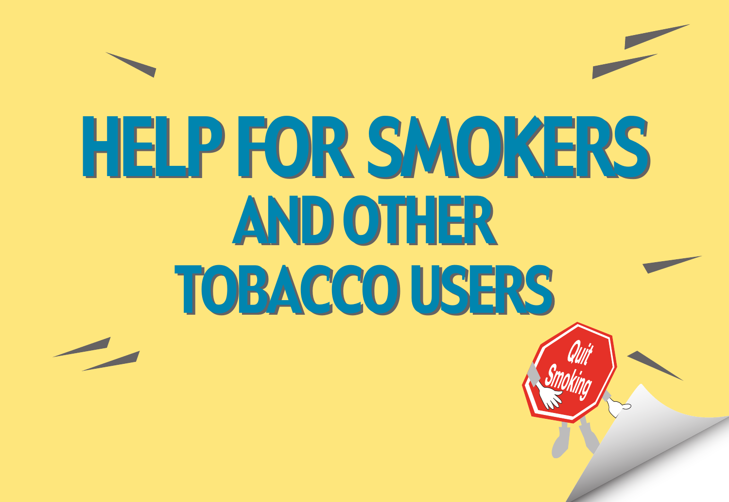# HELP FOR SMOKERS AND OTHER TOBACCO USERS

Quit Smoking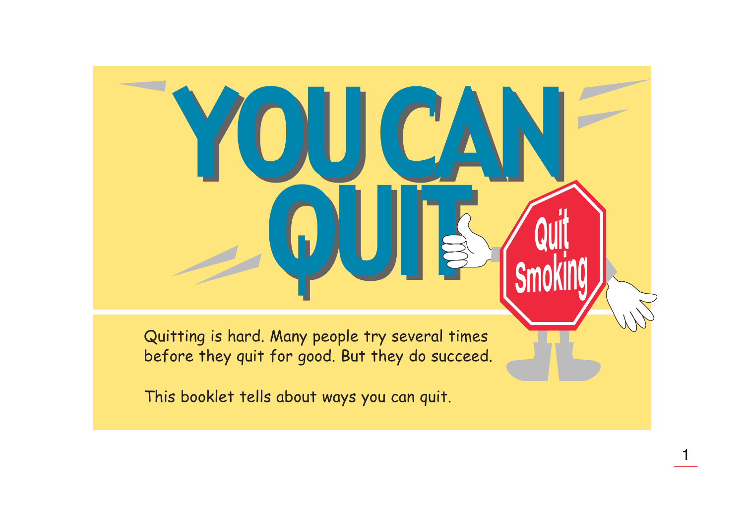# YOU CAN QUIT

Quitting is hard. Many people try several times before they quit for good. But they do succeed.

This booklet tells about ways you can quit.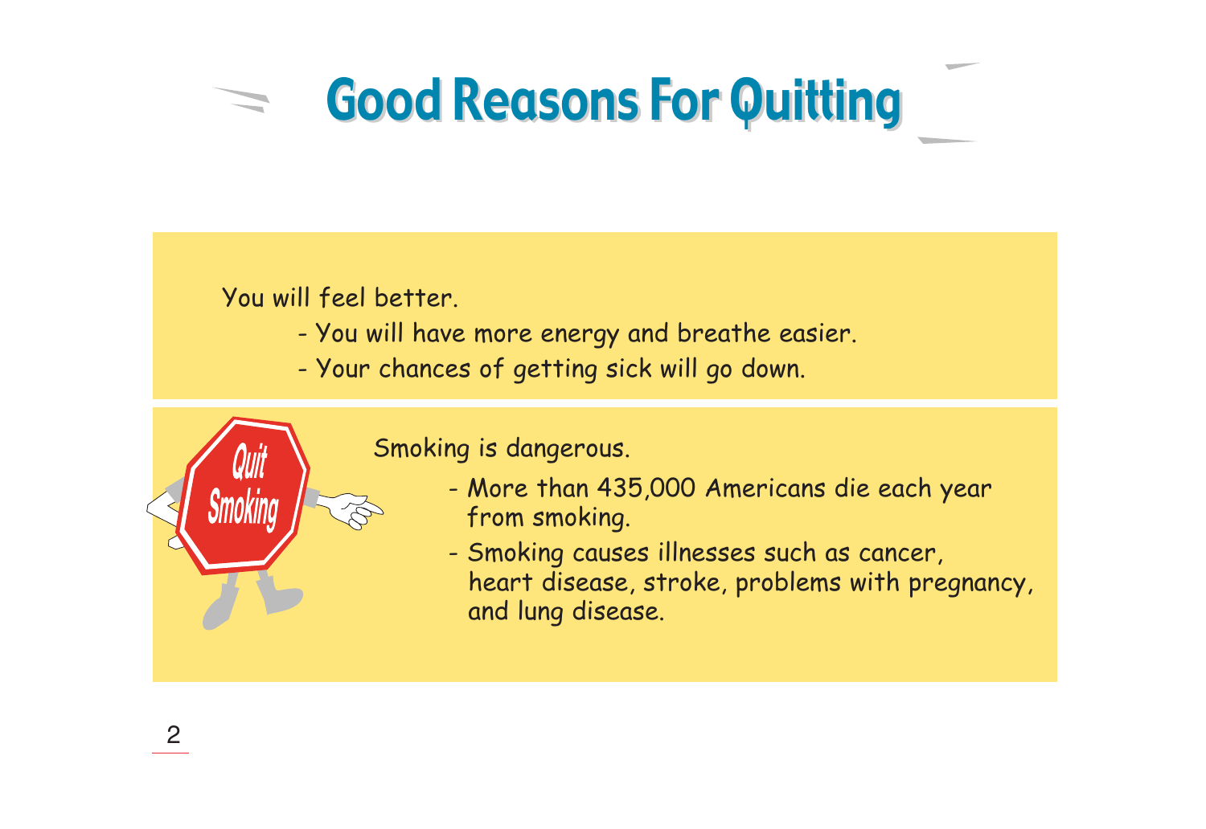# Good Reasons For Quitting

You will feel better.

- You will have more energy and breathe easier.
- Your chances of getting sick will go down.

Smoking is dangerous.

- More than 435,000 Americans die each year from smoking.
- Smoking causes illnesses such as cancer, heart disease, stroke, problems with pregnancy, and lung disease.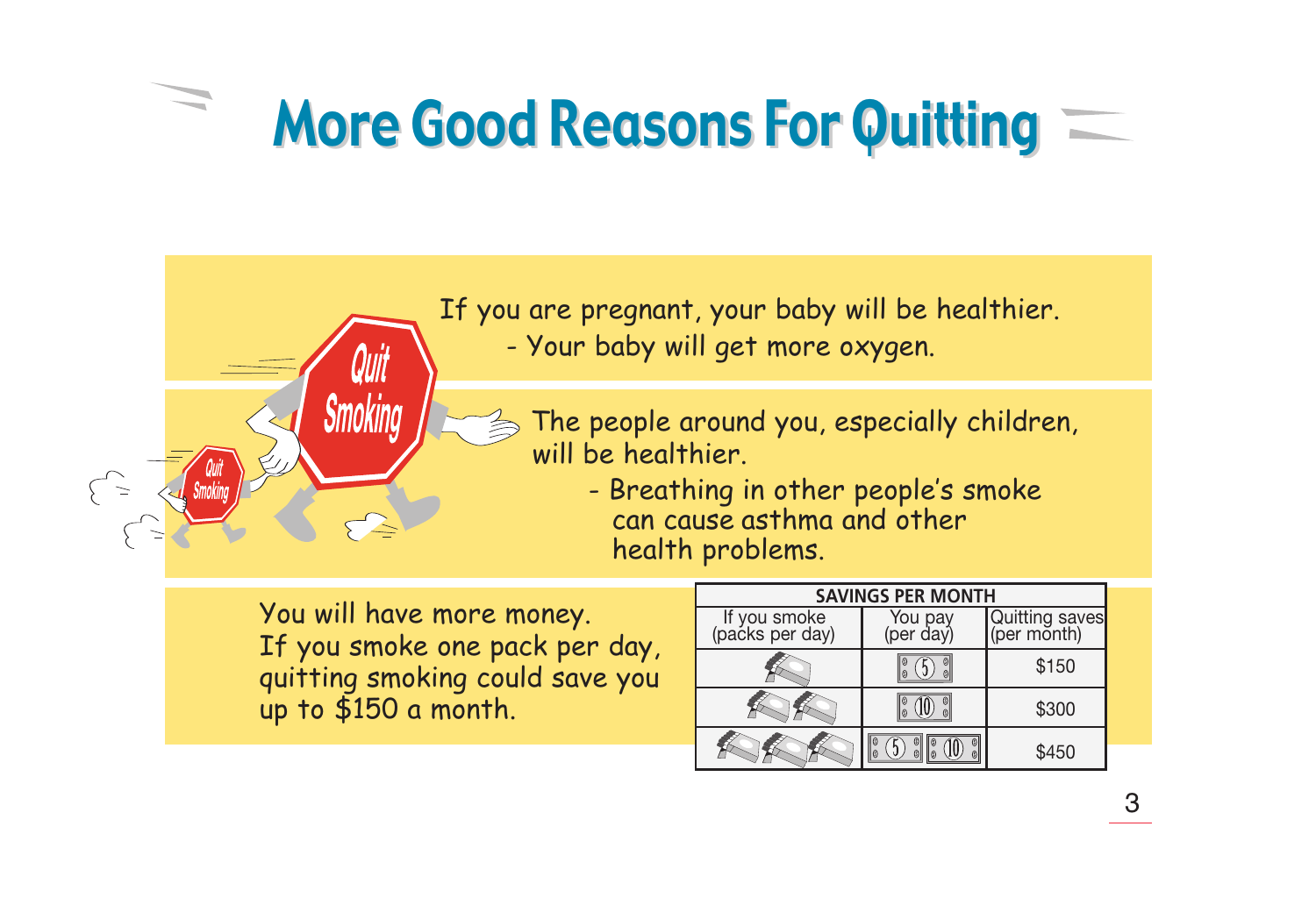# More Good Reasons For Quitting

If you are pregnant, your baby will be healthier.

- Your baby will get more oxygen.

The people around you, especially children, will be healthier.

- Breathing in other people's smoke can cause asthma and other health problems.

You will have more money.
If you smoke one pack per day, quitting smoking could save you up to $150 a month.

| SAVINGS PER MONTH | | |
|---|---|---|
| If you smoke (packs per day) | You pay (per day) | Quitting saves (per month) |
| 1 | 5 | $150 |
| 2 | 10 | $300 |
| 3 | 5 10 | $450 |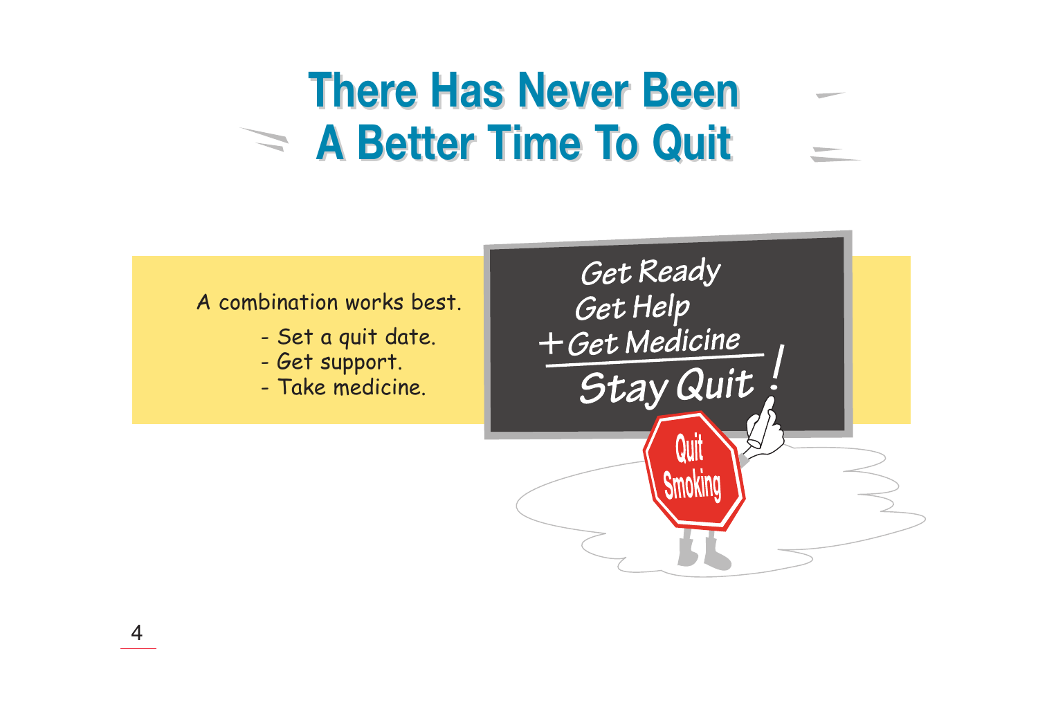# There Has Never Been A Better Time To Quit

A combination works best.

- Set a quit date.
- Get support.
- Take medicine.

Get Ready
Get Help
+ Get Medicine

Stay Quit!

Quit Smoking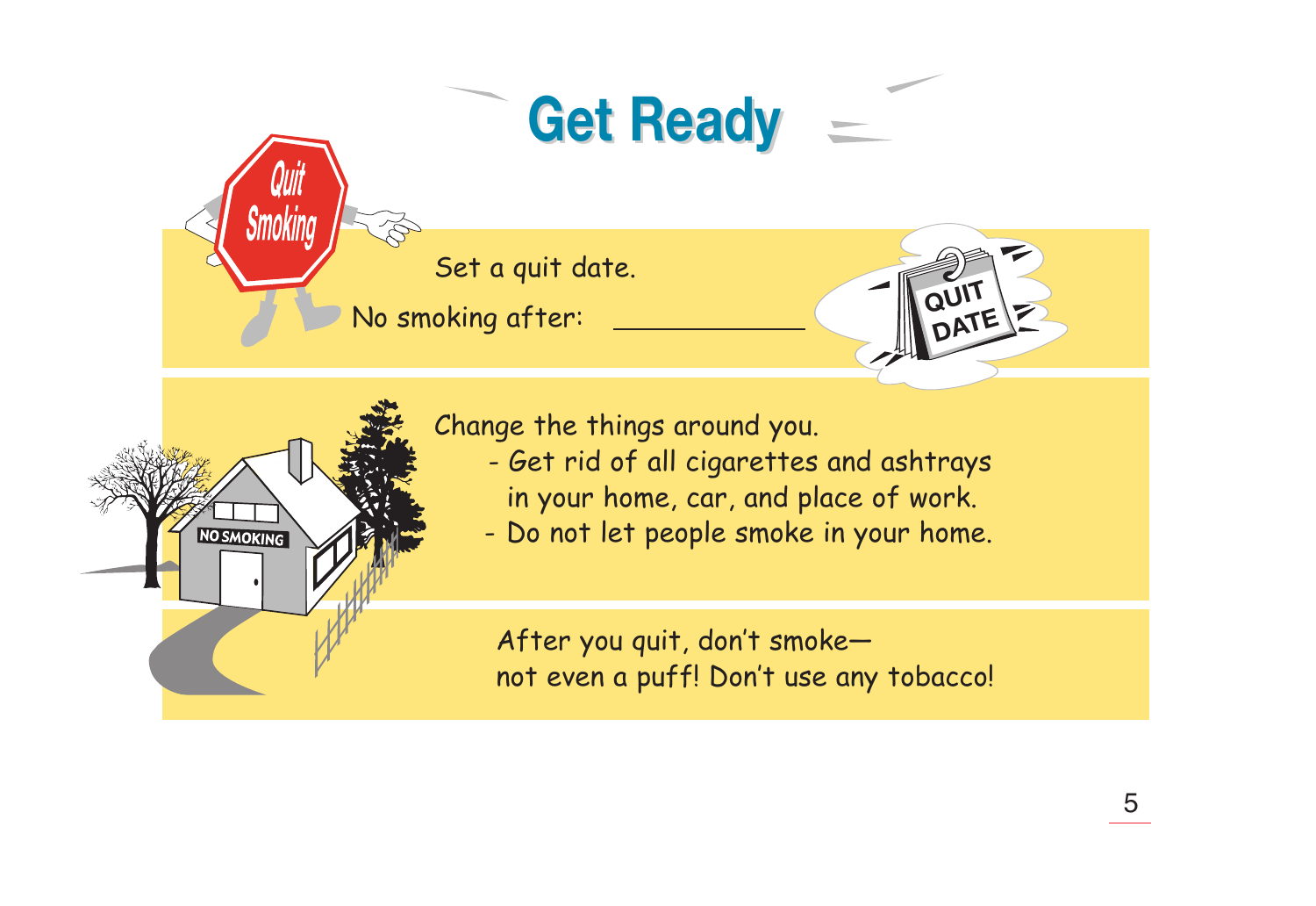# Get Ready

Set a quit date.

No smoking after: ___________

Change the things around you.

- Get rid of all cigarettes and ashtrays in your home, car, and place of work.
- Do not let people smoke in your home.

After you quit, don't smoke—
not even a puff! Don't use any tobacco!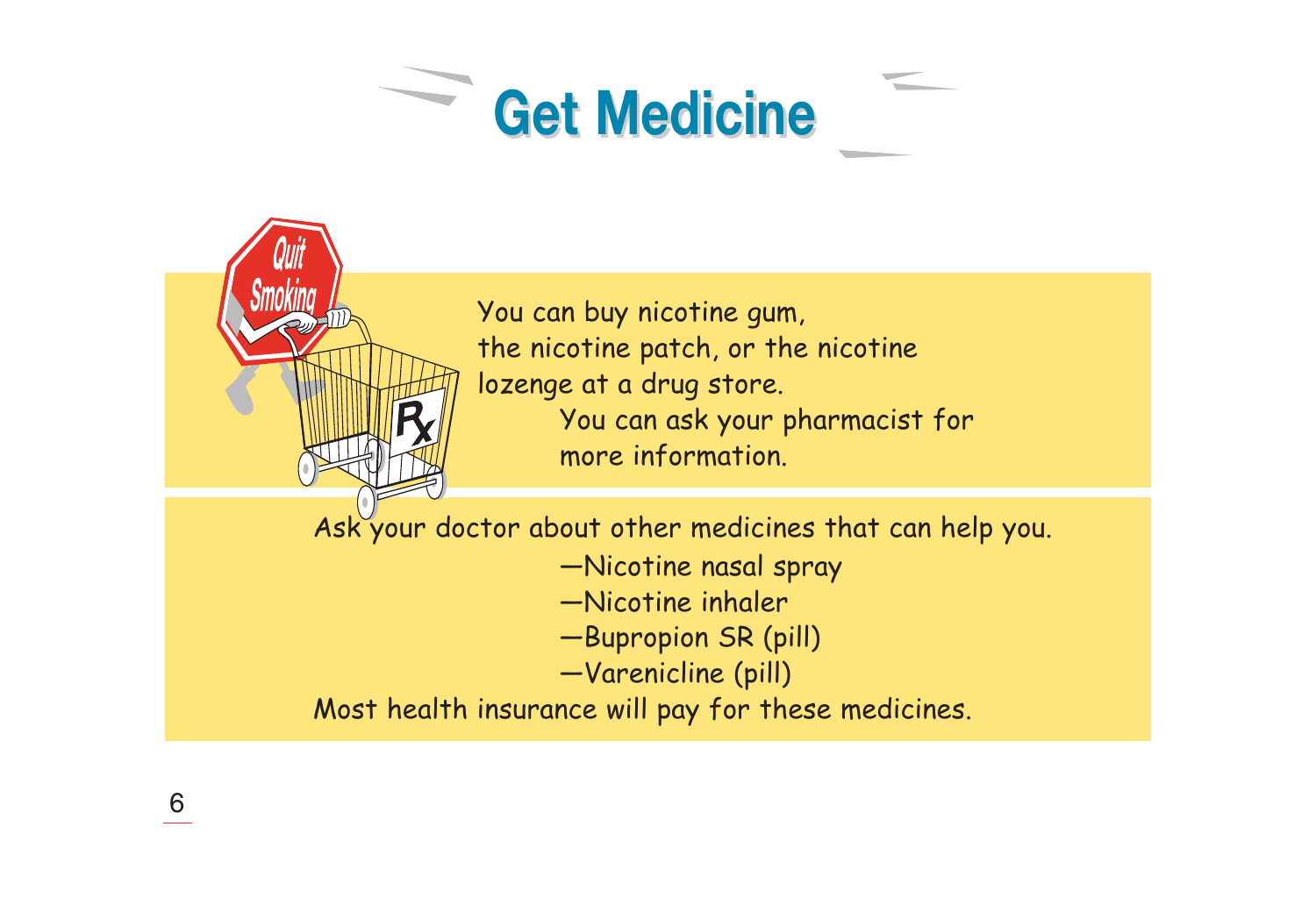# Get Medicine

You can buy nicotine gum, the nicotine patch, or the nicotine lozenge at a drug store.

You can ask your pharmacist for more information.

Ask your doctor about other medicines that can help you.

—Nicotine nasal spray
—Nicotine inhaler
—Bupropion SR (pill)
—Varenicline (pill)

Most health insurance will pay for these medicines.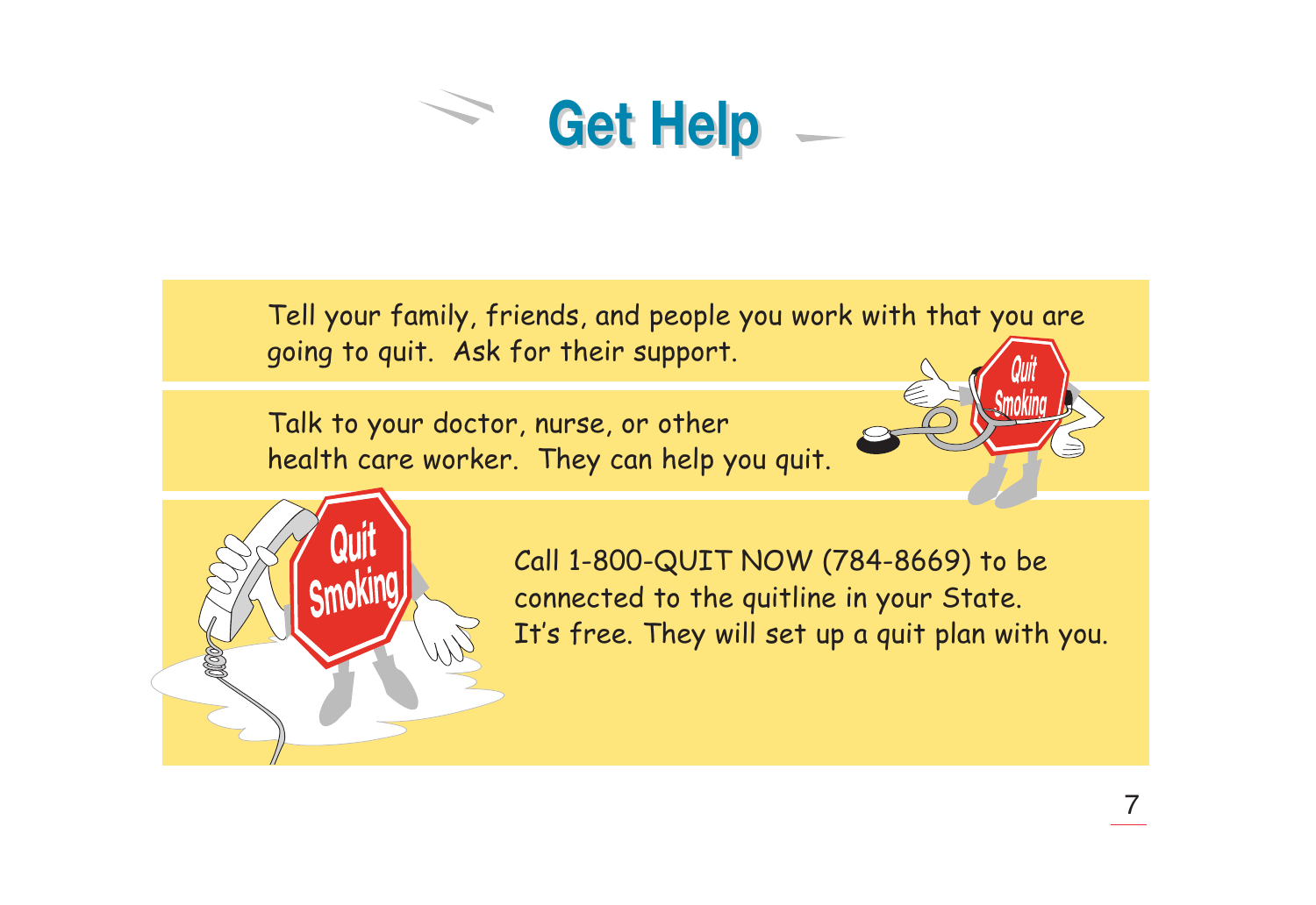# Get Help

Tell your family, friends, and people you work with that you are going to quit. Ask for their support.

Talk to your doctor, nurse, or other health care worker. They can help you quit.

Call 1-800-QUIT NOW (784-8669) to be connected to the quitline in your State. It's free. They will set up a quit plan with you.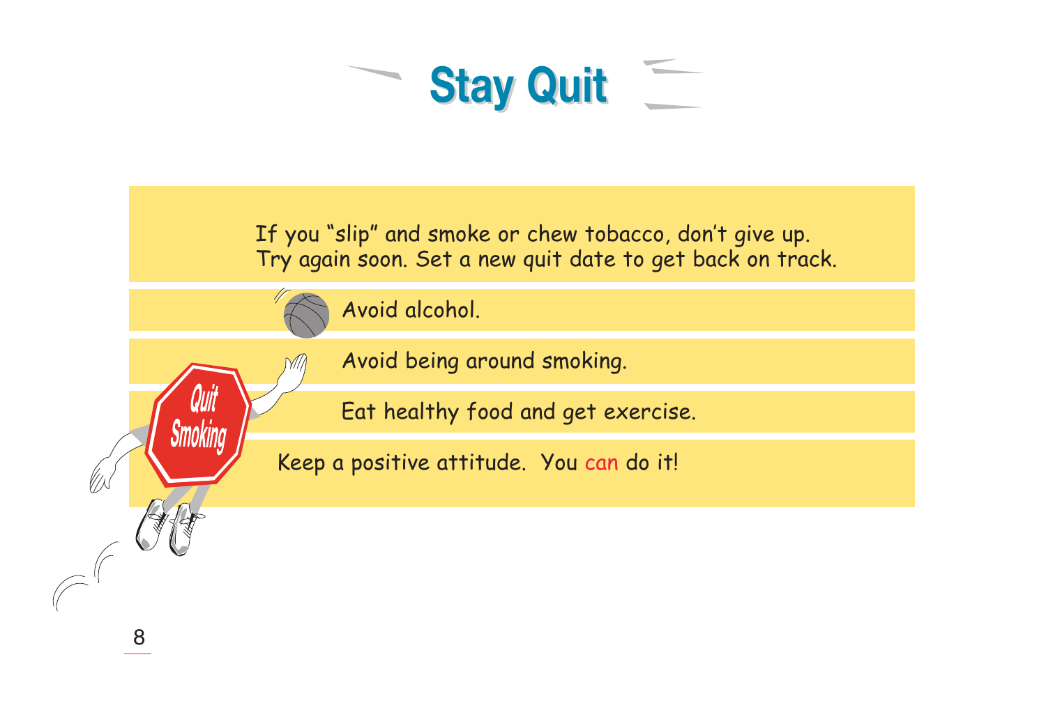# Stay Quit

If you "slip" and smoke or chew tobacco, don't give up. Try again soon. Set a new quit date to get back on track.

- Avoid alcohol.
- Avoid being around smoking.
- Eat healthy food and get exercise.
- Keep a positive attitude. You can do it!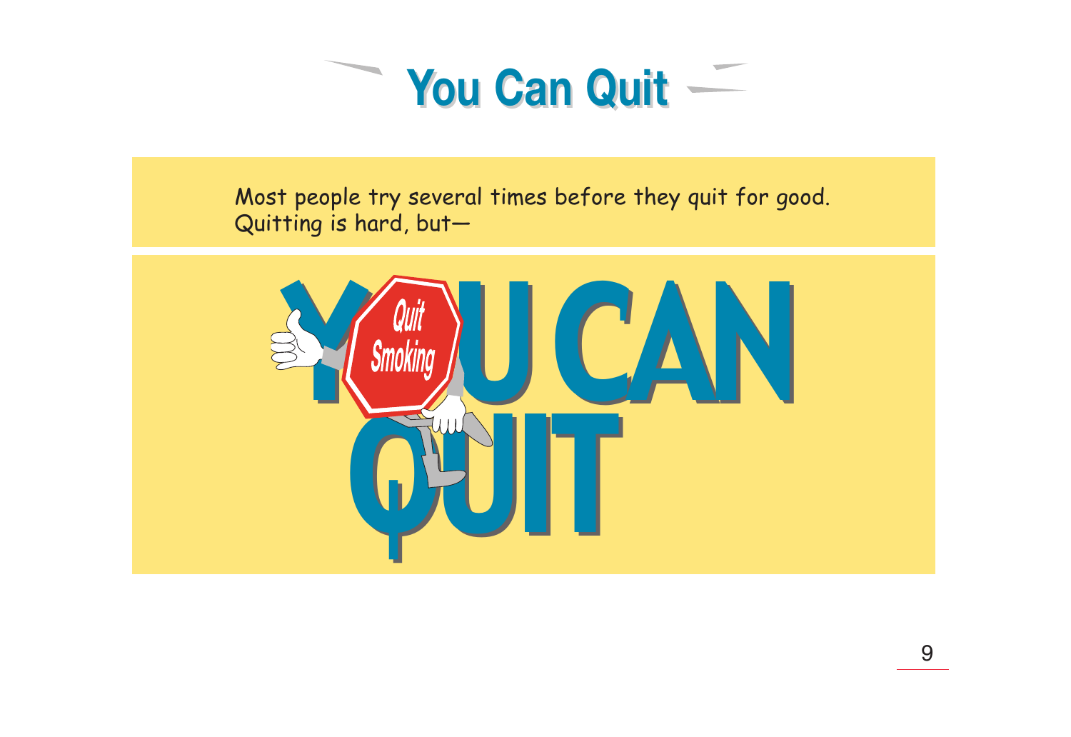# You Can Quit

Most people try several times before they quit for good. Quitting is hard, but—

YOU CAN QUIT

Quit Smoking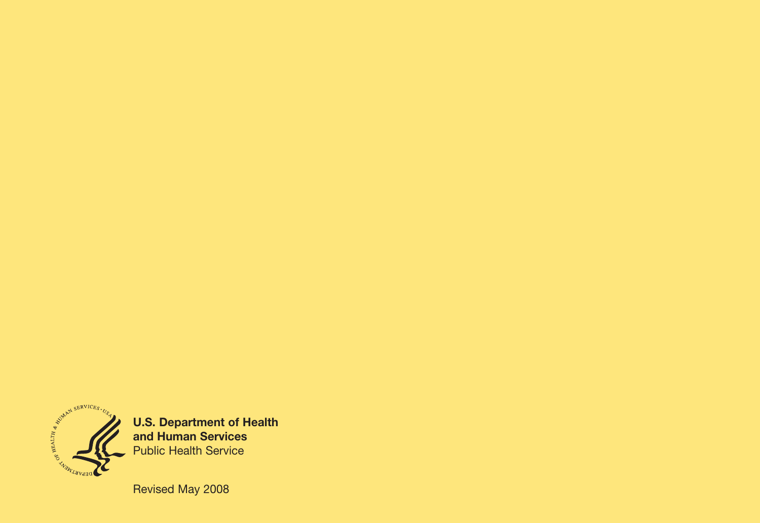**U.S. Department of Health and Human Services**
Public Health Service

Revised May 2008